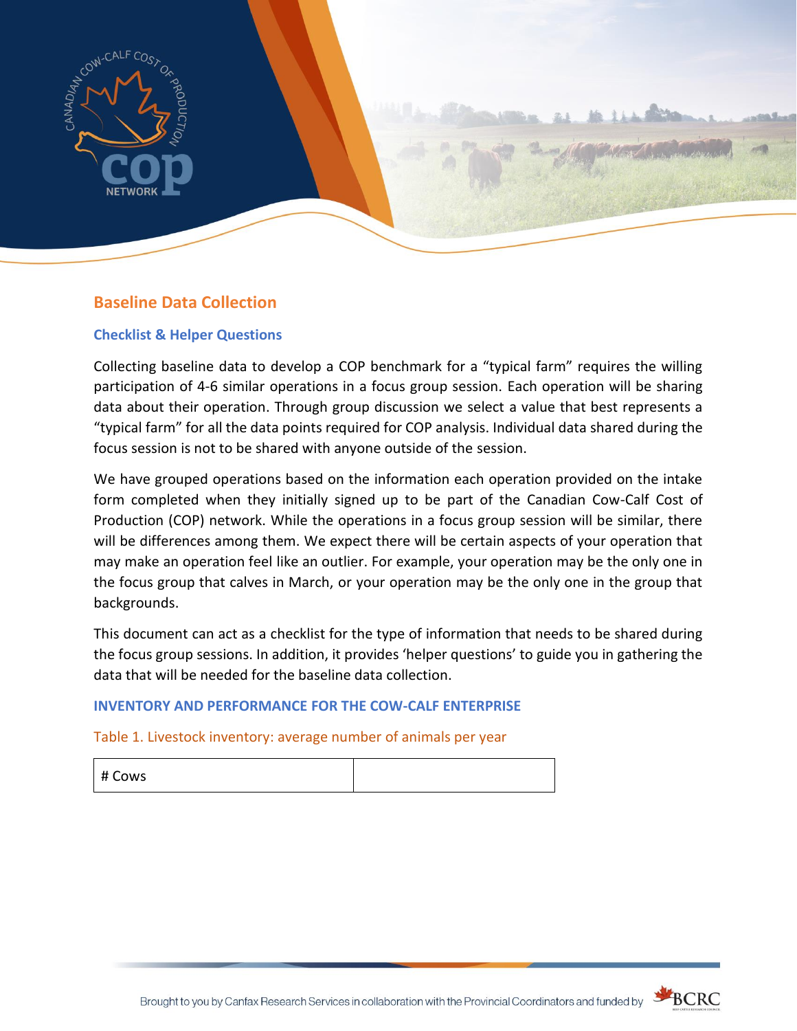## Baseline Data Collection

### Checklist & Helper Questions

Collecting baseline data to develop a COP benchmark for a "typical farm" requires the willing participation of 4-6 similar operations in a focus group session. Each operation will be sharing data about their operation. Through group discussion we select a value that best represents a "typical farm" for all the data points required for COP analysis. Individual data shared during the focus session is not to be shared with anyone outside of the session.

We have grouped operations based on the information each operation provided on the intake form completed when they initially signed up to be part of the Canadian Cow-Calf Cost of Production (COP) network. While the operations in a focus group session will be similar, there will be differences among them. We expect there will be certain aspects of your operation that may make an operation feel like an outlier. For example, your operation may be the only one in the focus group that calves in March, or your operation may be the only one in the group that backgrounds.

This document can act as a checklist for the type of information that needs to be shared during the focus group sessions. In addition, it provides 'helper questions' to guide you in gathering the data that will be needed for the baseline data collection.

#### INVENTORY AND PERFORMANCE FOR THE COW-CALF ENTERPRISE

Table 1. Livestock inventory: average number of animals per year

| # Cows | |
|---|---|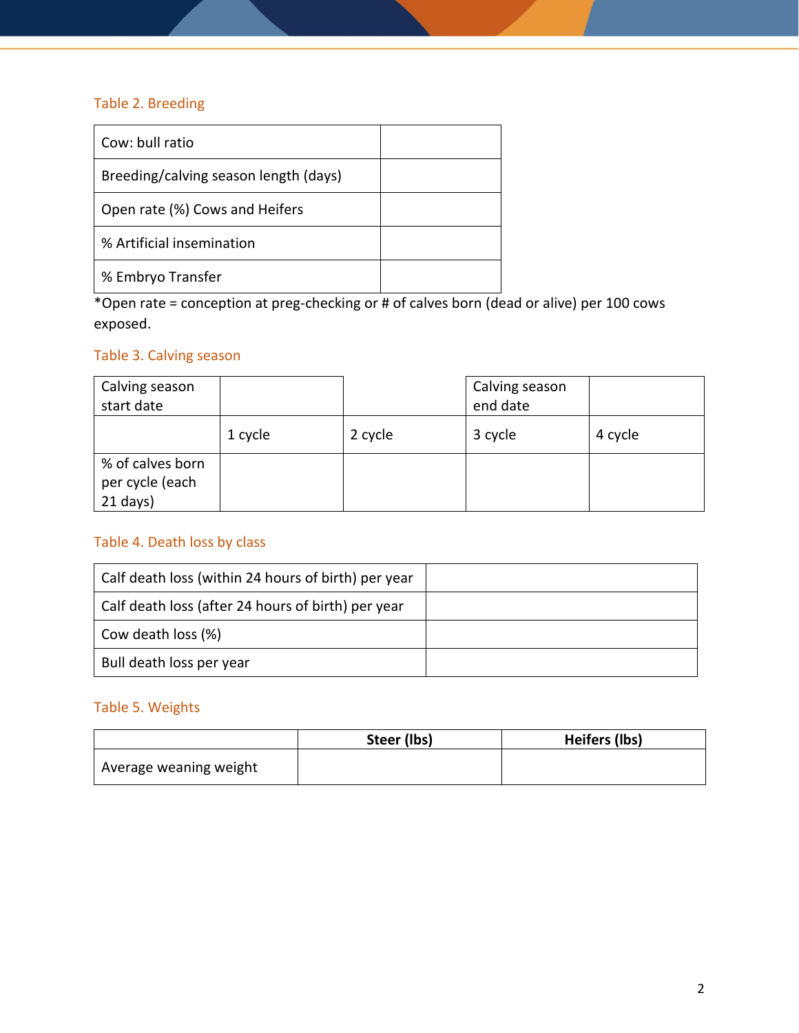Table 2. Breeding

| Cow: bull ratio | |
|---|---|
| Breeding/calving season length (days) | |
| Open rate (%) Cows and Heifers | |
| % Artificial insemination | |
| % Embryo Transfer | |

*Open rate = conception at preg-checking or # of calves born (dead or alive) per 100 cows exposed.

Table 3. Calving season

| Calving season start date | | | Calving season end date | |
|---|---|---|---|---|
| | 1 cycle | 2 cycle | 3 cycle | 4 cycle |
| % of calves born per cycle (each 21 days) | | | | |

Table 4. Death loss by class

| Calf death loss (within 24 hours of birth) per year | |
|---|---|
| Calf death loss (after 24 hours of birth) per year | |
| Cow death loss (%) | |
| Bull death loss per year | |

Table 5. Weights

| | **Steer (lbs)** | **Heifers (lbs)** |
|---|---|---|
| Average weaning weight | | |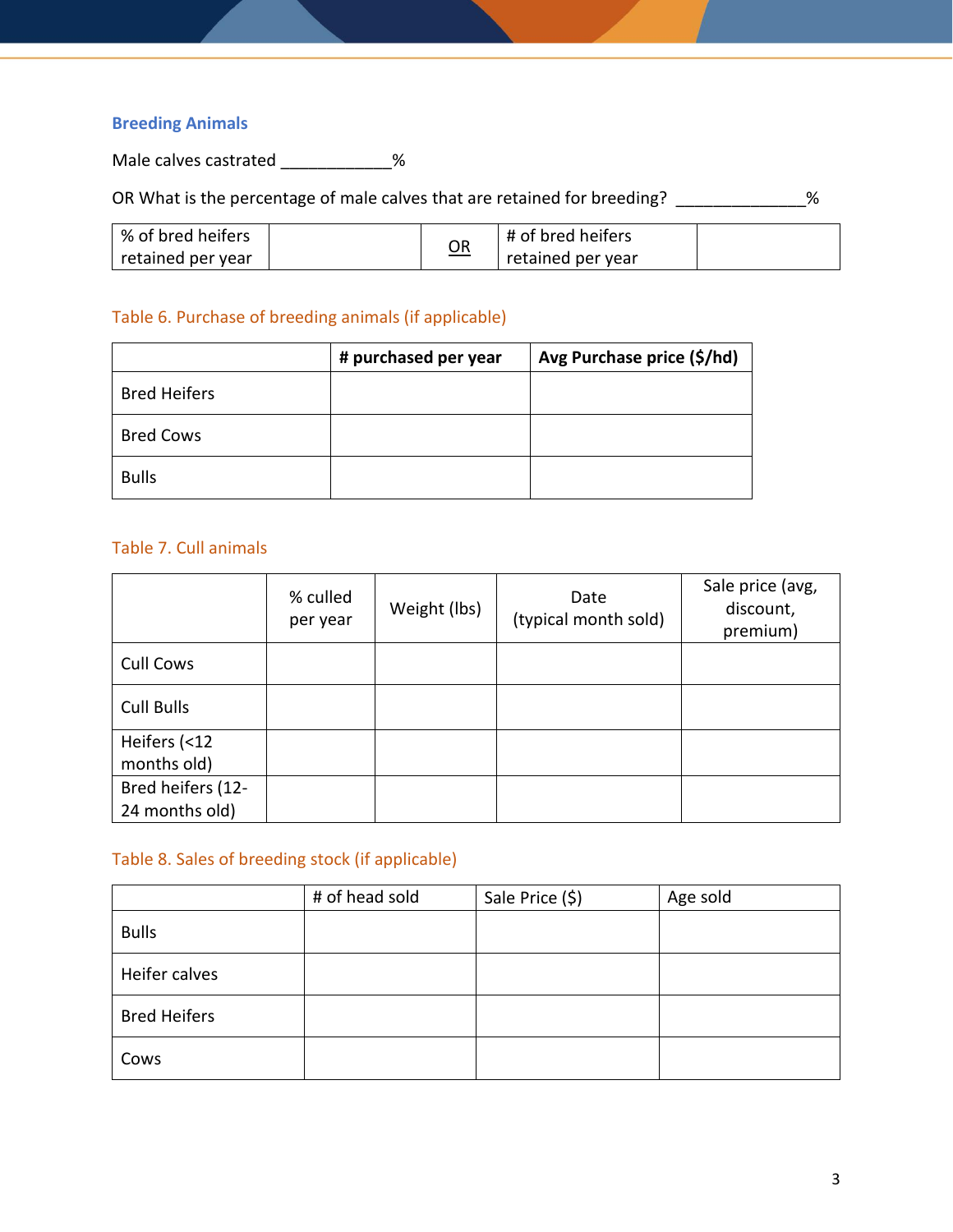## Breeding Animals

Male calves castrated ____________%

OR What is the percentage of male calves that are retained for breeding? ______________%

| % of bred heifers retained per year | | OR | # of bred heifers retained per year | |
|---|---|---|---|---|

Table 6. Purchase of breeding animals (if applicable)

| | **# purchased per year** | **Avg Purchase price ($/hd)** |
|---|---|---|
| Bred Heifers | | |
| Bred Cows | | |
| Bulls | | |

Table 7. Cull animals

| | % culled per year | Weight (lbs) | Date (typical month sold) | Sale price (avg, discount, premium) |
|---|---|---|---|---|
| Cull Cows | | | | |
| Cull Bulls | | | | |
| Heifers (<12 months old) | | | | |
| Bred heifers (12-24 months old) | | | | |

Table 8. Sales of breeding stock (if applicable)

| | # of head sold | Sale Price ($) | Age sold |
|---|---|---|---|
| Bulls | | | |
| Heifer calves | | | |
| Bred Heifers | | | |
| Cows | | | |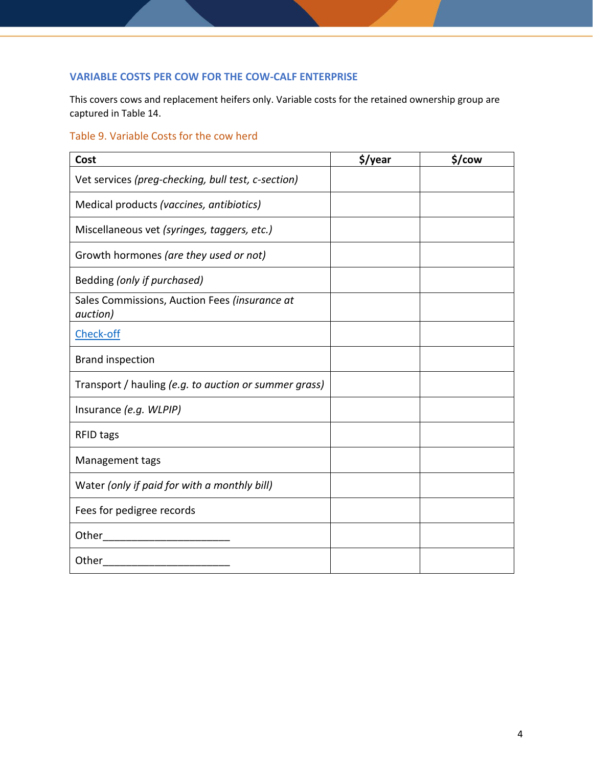### VARIABLE COSTS PER COW FOR THE COW-CALF ENTERPRISE

This covers cows and replacement heifers only. Variable costs for the retained ownership group are captured in Table 14.

Table 9. Variable Costs for the cow herd

| Cost | $/year | $/cow |
|---|---|---|
| Vet services *(preg-checking, bull test, c-section)* | | |
| Medical products *(vaccines, antibiotics)* | | |
| Miscellaneous vet *(syringes, taggers, etc.)* | | |
| Growth hormones *(are they used or not)* | | |
| Bedding *(only if purchased)* | | |
| Sales Commissions, Auction Fees *(insurance at auction)* | | |
| Check-off | | |
| Brand inspection | | |
| Transport / hauling *(e.g. to auction or summer grass)* | | |
| Insurance *(e.g. WLPIP)* | | |
| RFID tags | | |
| Management tags | | |
| Water *(only if paid for with a monthly bill)* | | |
| Fees for pedigree records | | |
| Other______________________ | | |
| Other______________________ | | |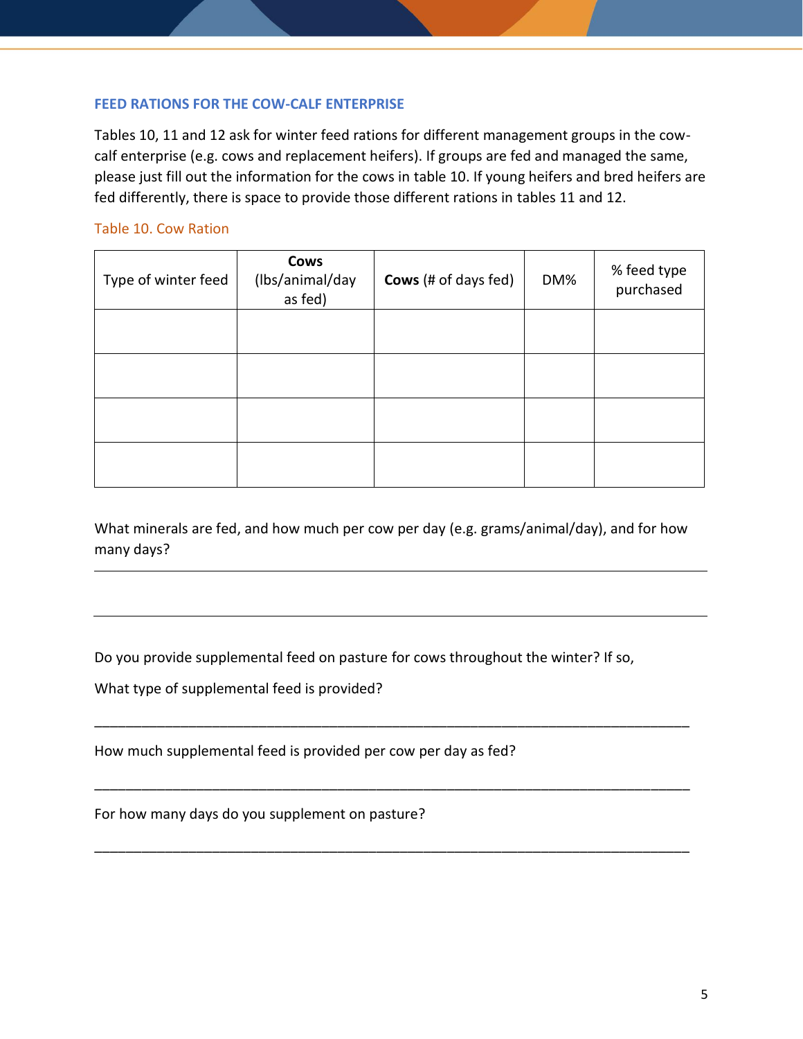## FEED RATIONS FOR THE COW-CALF ENTERPRISE

Tables 10, 11 and 12 ask for winter feed rations for different management groups in the cow-calf enterprise (e.g. cows and replacement heifers). If groups are fed and managed the same, please just fill out the information for the cows in table 10. If young heifers and bred heifers are fed differently, there is space to provide those different rations in tables 11 and 12.

Table 10. Cow Ration

| Type of winter feed | **Cows** (lbs/animal/day as fed) | **Cows** (# of days fed) | DM% | % feed type purchased |
|---|---|---|---|---|
| | | | | |
| | | | | |
| | | | | |
| | | | | |

What minerals are fed, and how much per cow per day (e.g. grams/animal/day), and for how many days?

______________________________________________________________________________

______________________________________________________________________________

Do you provide supplemental feed on pasture for cows throughout the winter? If so,

What type of supplemental feed is provided?

______________________________________________________________________________

How much supplemental feed is provided per cow per day as fed?

______________________________________________________________________________

For how many days do you supplement on pasture?

______________________________________________________________________________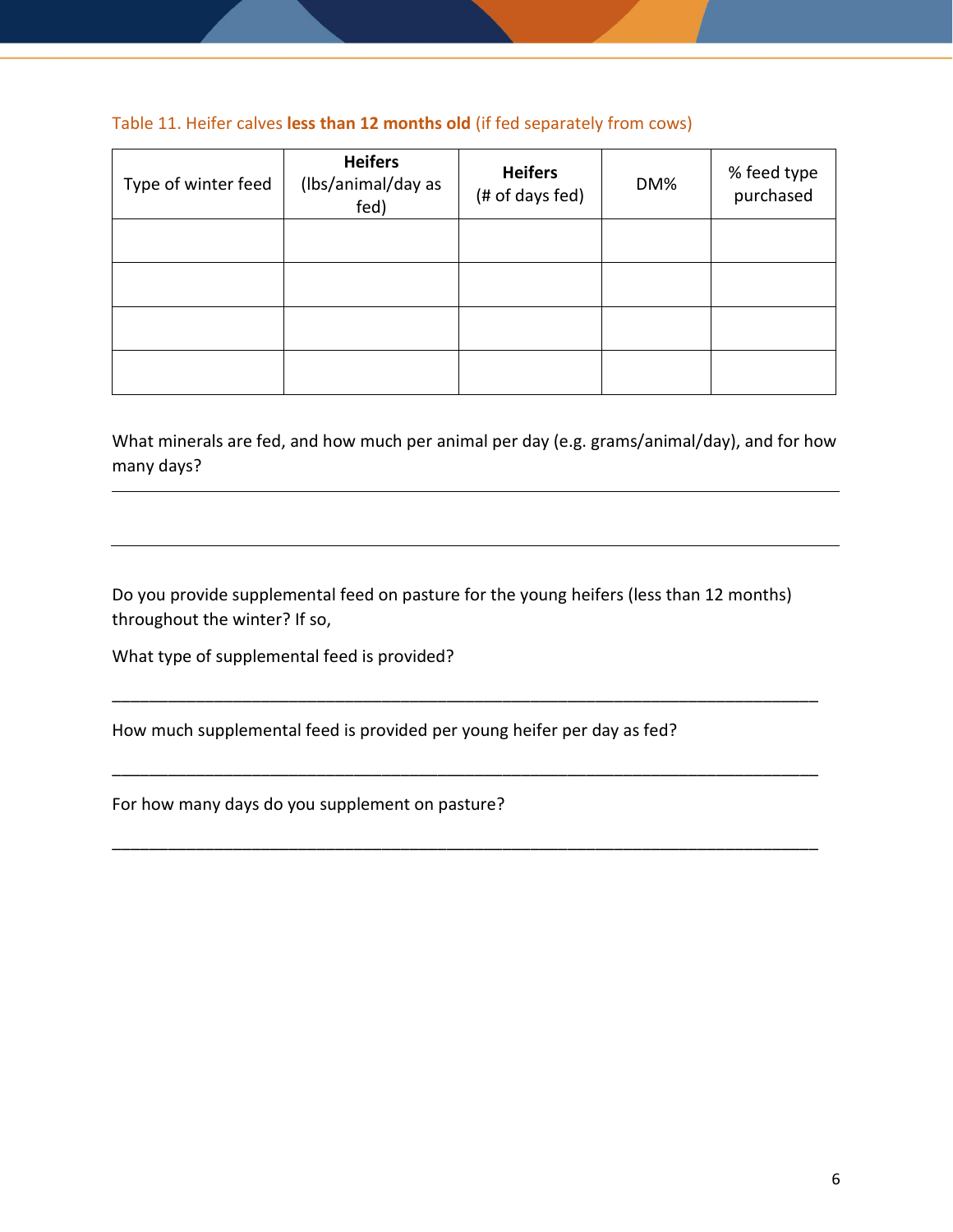Table 11. Heifer calves **less than 12 months old** (if fed separately from cows)

| Type of winter feed | **Heifers** (lbs/animal/day as fed) | **Heifers** (# of days fed) | DM% | % feed type purchased |
|---|---|---|---|---|
| | | | | |
| | | | | |
| | | | | |
| | | | | |

What minerals are fed, and how much per animal per day (e.g. grams/animal/day), and for how many days?

___

___

Do you provide supplemental feed on pasture for the young heifers (less than 12 months) throughout the winter? If so,

What type of supplemental feed is provided?

___

How much supplemental feed is provided per young heifer per day as fed?

___

For how many days do you supplement on pasture?

___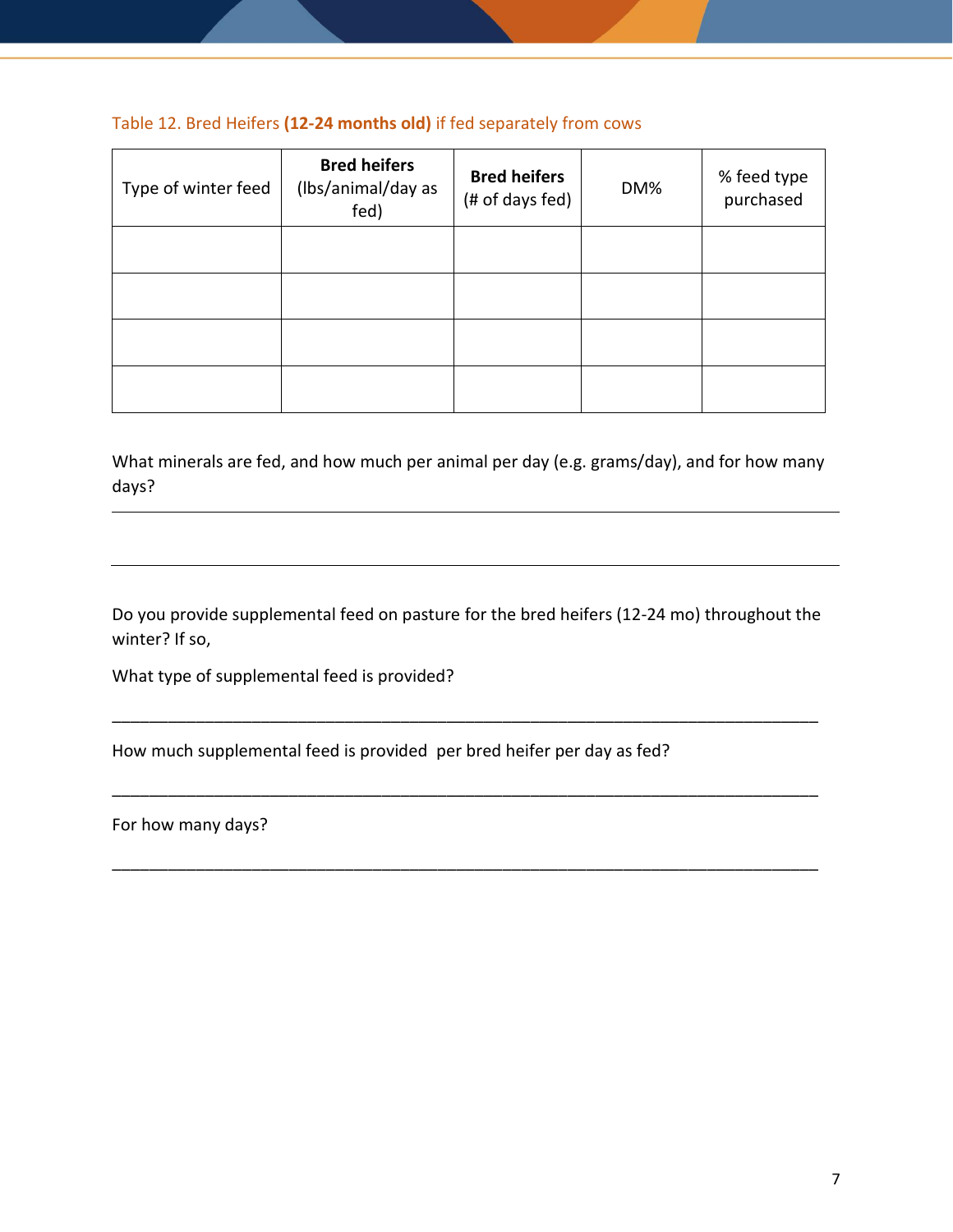Table 12. Bred Heifers **(12-24 months old)** if fed separately from cows

| Type of winter feed | **Bred heifers** (lbs/animal/day as fed) | **Bred heifers** (# of days fed) | DM% | % feed type purchased |
|---|---|---|---|---|
| | | | | |
| | | | | |
| | | | | |
| | | | | |

What minerals are fed, and how much per animal per day (e.g. grams/day), and for how many days?

_______________________________________________________________________________

_______________________________________________________________________________

Do you provide supplemental feed on pasture for the bred heifers (12-24 mo) throughout the winter? If so,

What type of supplemental feed is provided?

_______________________________________________________________________________

How much supplemental feed is provided per bred heifer per day as fed?

_______________________________________________________________________________

For how many days?

_______________________________________________________________________________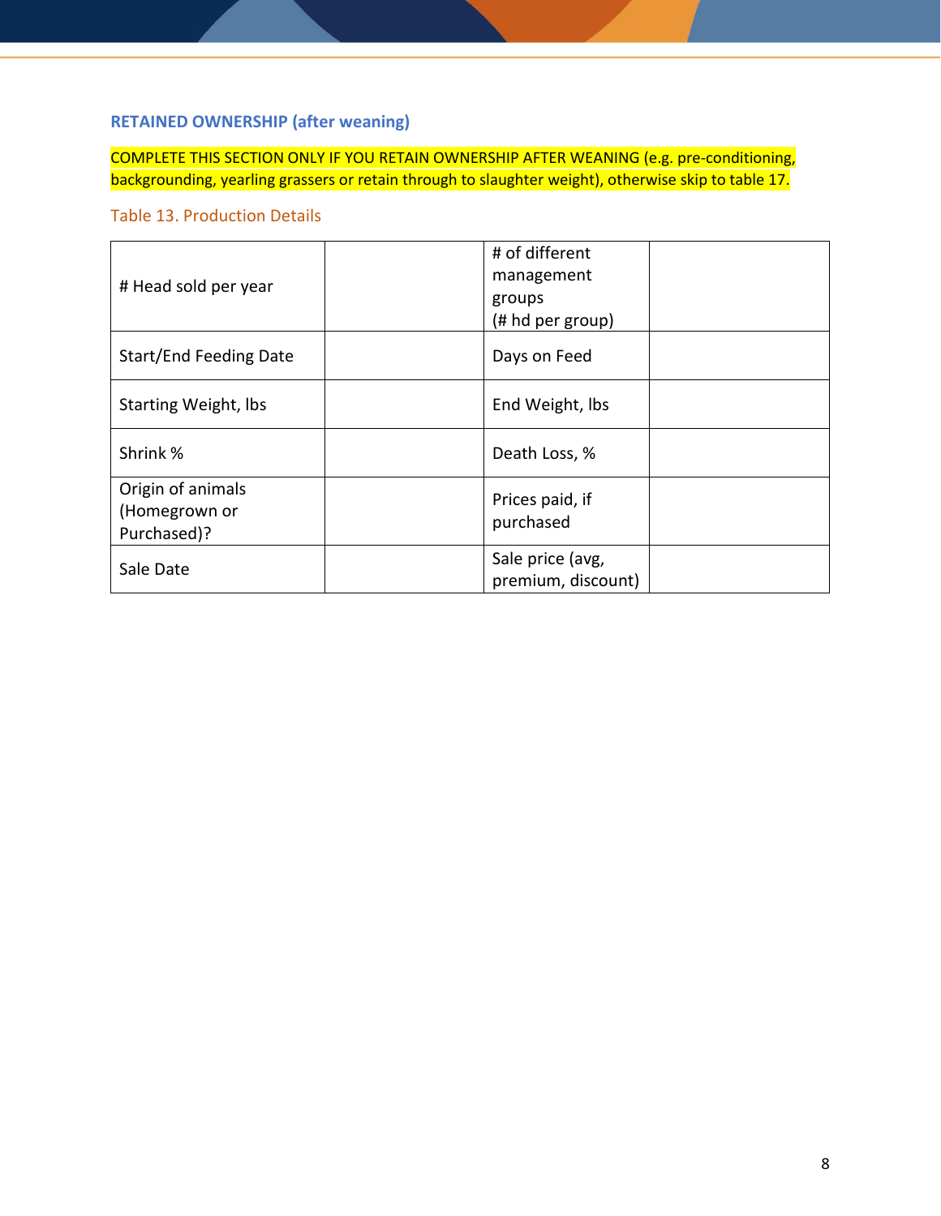## RETAINED OWNERSHIP (after weaning)

COMPLETE THIS SECTION ONLY IF YOU RETAIN OWNERSHIP AFTER WEANING (e.g. pre-conditioning, backgrounding, yearling grassers or retain through to slaughter weight), otherwise skip to table 17.

Table 13. Production Details

| # Head sold per year | | # of different management groups (# hd per group) | |
|---|---|---|---|
| Start/End Feeding Date | | Days on Feed | |
| Starting Weight, lbs | | End Weight, lbs | |
| Shrink % | | Death Loss, % | |
| Origin of animals (Homegrown or Purchased)? | | Prices paid, if purchased | |
| Sale Date | | Sale price (avg, premium, discount) | |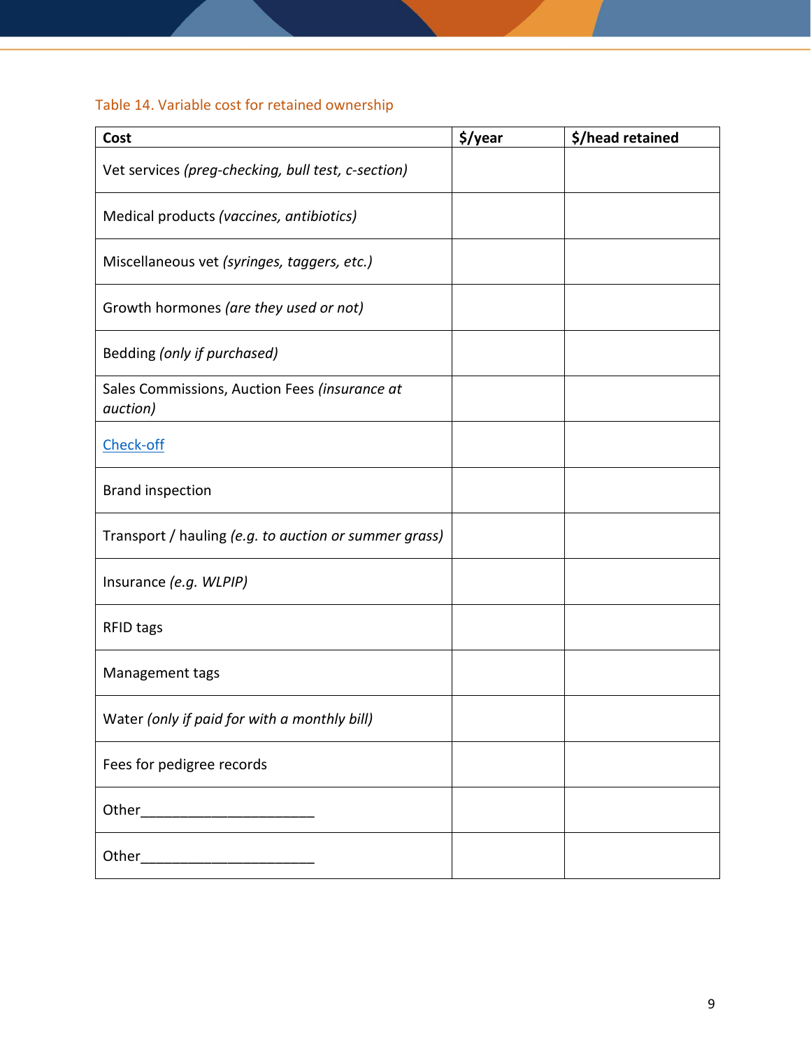Table 14. Variable cost for retained ownership

| Cost | $/year | $/head retained |
| --- | --- | --- |
| Vet services *(preg-checking, bull test, c-section)* | | |
| Medical products *(vaccines, antibiotics)* | | |
| Miscellaneous vet *(syringes, taggers, etc.)* | | |
| Growth hormones *(are they used or not)* | | |
| Bedding *(only if purchased)* | | |
| Sales Commissions, Auction Fees *(insurance at auction)* | | |
| Check-off | | |
| Brand inspection | | |
| Transport / hauling *(e.g. to auction or summer grass)* | | |
| Insurance *(e.g. WLPIP)* | | |
| RFID tags | | |
| Management tags | | |
| Water *(only if paid for with a monthly bill)* | | |
| Fees for pedigree records | | |
| Other______________________ | | |
| Other______________________ | | |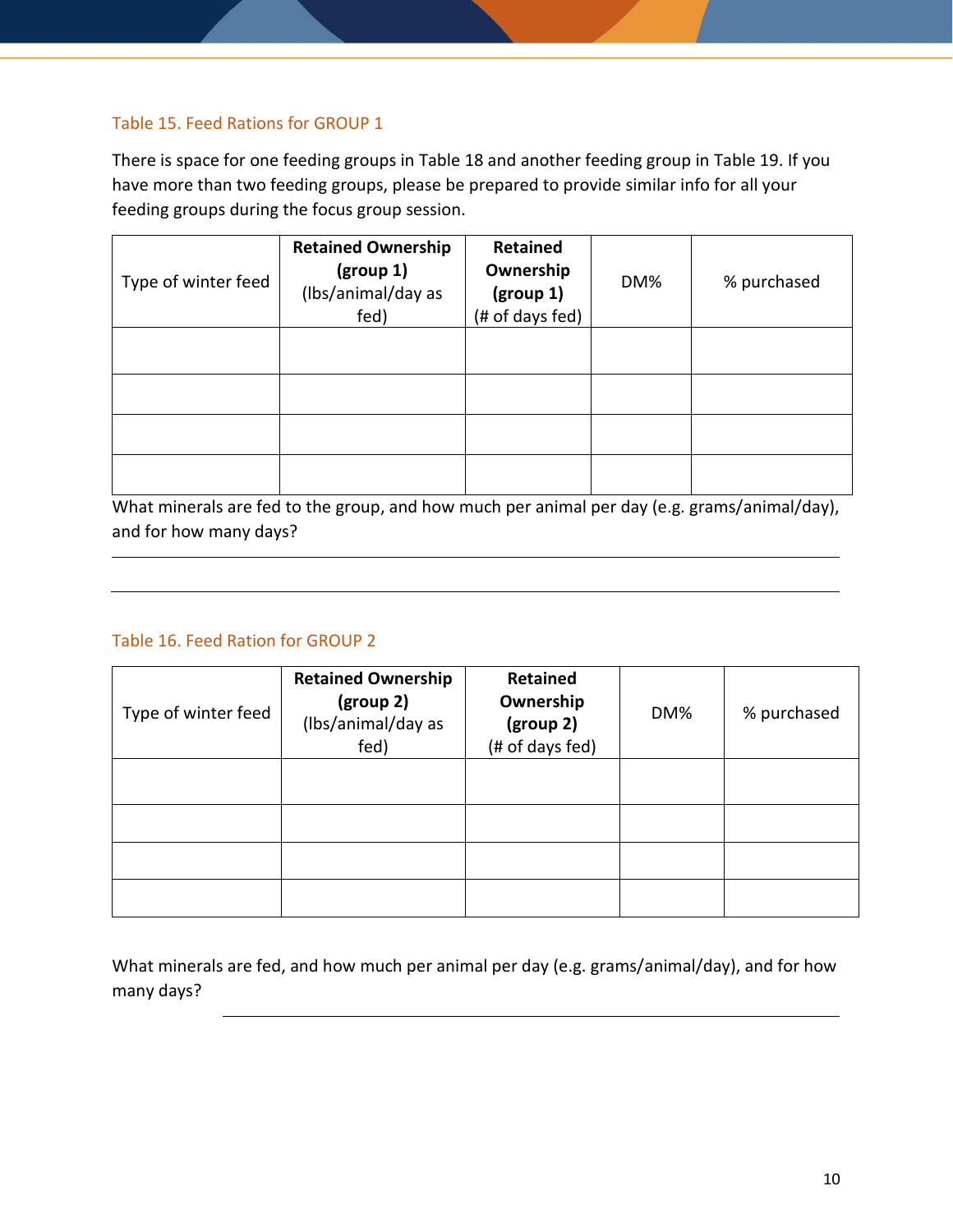Table 15. Feed Rations for GROUP 1

There is space for one feeding groups in Table 18 and another feeding group in Table 19. If you have more than two feeding groups, please be prepared to provide similar info for all your feeding groups during the focus group session.

| Type of winter feed | **Retained Ownership (group 1)** (lbs/animal/day as fed) | **Retained Ownership (group 1)** (# of days fed) | DM% | % purchased |
|---|---|---|---|---|
| | | | | |
| | | | | |
| | | | | |
| | | | | |

What minerals are fed to the group, and how much per animal per day (e.g. grams/animal/day), and for how many days?

______________________________________________________________________

______________________________________________________________________

Table 16. Feed Ration for GROUP 2

| Type of winter feed | **Retained Ownership (group 2)** (lbs/animal/day as fed) | **Retained Ownership (group 2)** (# of days fed) | DM% | % purchased |
|---|---|---|---|---|
| | | | | |
| | | | | |
| | | | | |
| | | | | |

What minerals are fed, and how much per animal per day (e.g. grams/animal/day), and for how many days? ______________________________________________________________________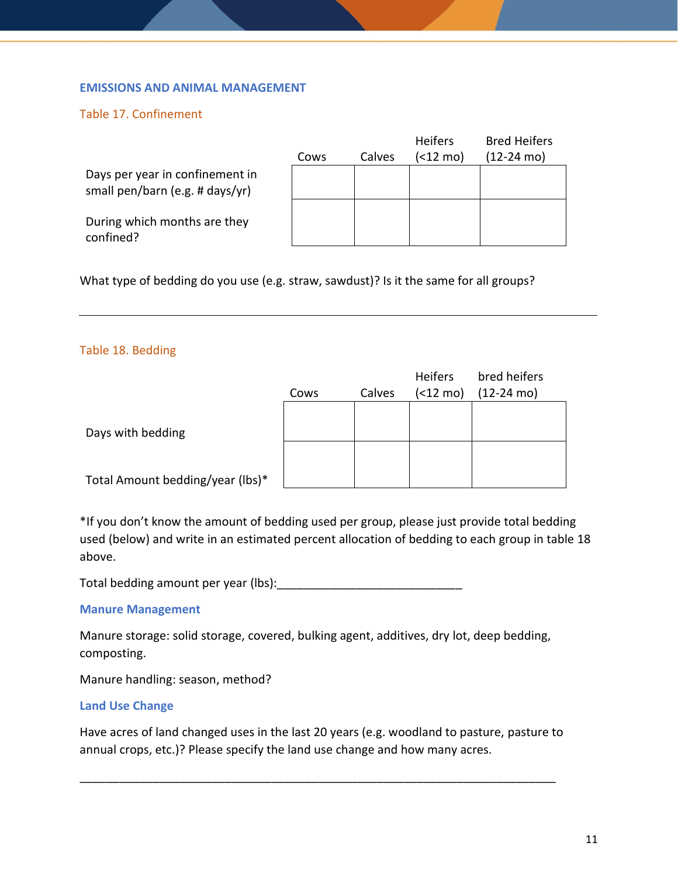## EMISSIONS AND ANIMAL MANAGEMENT

Table 17. Confinement

| | Cows | Calves | Heifers (<12 mo) | Bred Heifers (12-24 mo) |
|---|---|---|---|---|
| Days per year in confinement in small pen/barn (e.g. # days/yr) | | | | |
| During which months are they confined? | | | | |

What type of bedding do you use (e.g. straw, sawdust)? Is it the same for all groups?

______________________________________________________________________________

Table 18. Bedding

| | Cows | Calves | Heifers (<12 mo) | bred heifers (12-24 mo) |
|---|---|---|---|---|
| Days with bedding | | | | |
| Total Amount bedding/year (lbs)* | | | | |

*If you don't know the amount of bedding used per group, please just provide total bedding used (below) and write in an estimated percent allocation of bedding to each group in table 18 above.

Total bedding amount per year (lbs):____________________________

### Manure Management

Manure storage: solid storage, covered, bulking agent, additives, dry lot, deep bedding, composting.

Manure handling: season, method?

### Land Use Change

Have acres of land changed uses in the last 20 years (e.g. woodland to pasture, pasture to annual crops, etc.)? Please specify the land use change and how many acres.

________________________________________________________________________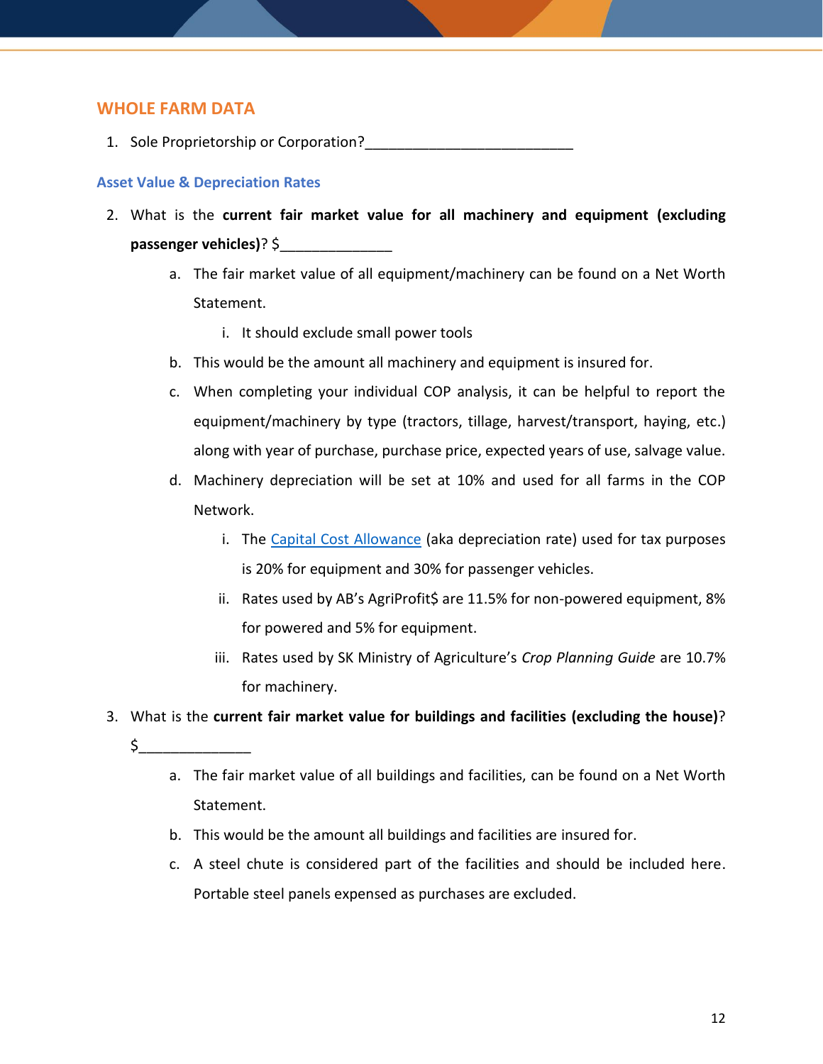## WHOLE FARM DATA

1. Sole Proprietorship or Corporation?__________________________

### Asset Value & Depreciation Rates

2. What is the **current fair market value for all machinery and equipment (excluding passenger vehicles)**? $_____________
    a. The fair market value of all equipment/machinery can be found on a Net Worth Statement.
        i. It should exclude small power tools
    b. This would be the amount all machinery and equipment is insured for.
    c. When completing your individual COP analysis, it can be helpful to report the equipment/machinery by type (tractors, tillage, harvest/transport, haying, etc.) along with year of purchase, purchase price, expected years of use, salvage value.
    d. Machinery depreciation will be set at 10% and used for all farms in the COP Network.
        i. The Capital Cost Allowance (aka depreciation rate) used for tax purposes is 20% for equipment and 30% for passenger vehicles.
        ii. Rates used by AB's AgriProfit$ are 11.5% for non-powered equipment, 8% for powered and 5% for equipment.
        iii. Rates used by SK Ministry of Agriculture's *Crop Planning Guide* are 10.7% for machinery.
3. What is the **current fair market value for buildings and facilities (excluding the house)**? $_____________
    a. The fair market value of all buildings and facilities, can be found on a Net Worth Statement.
    b. This would be the amount all buildings and facilities are insured for.
    c. A steel chute is considered part of the facilities and should be included here. Portable steel panels expensed as purchases are excluded.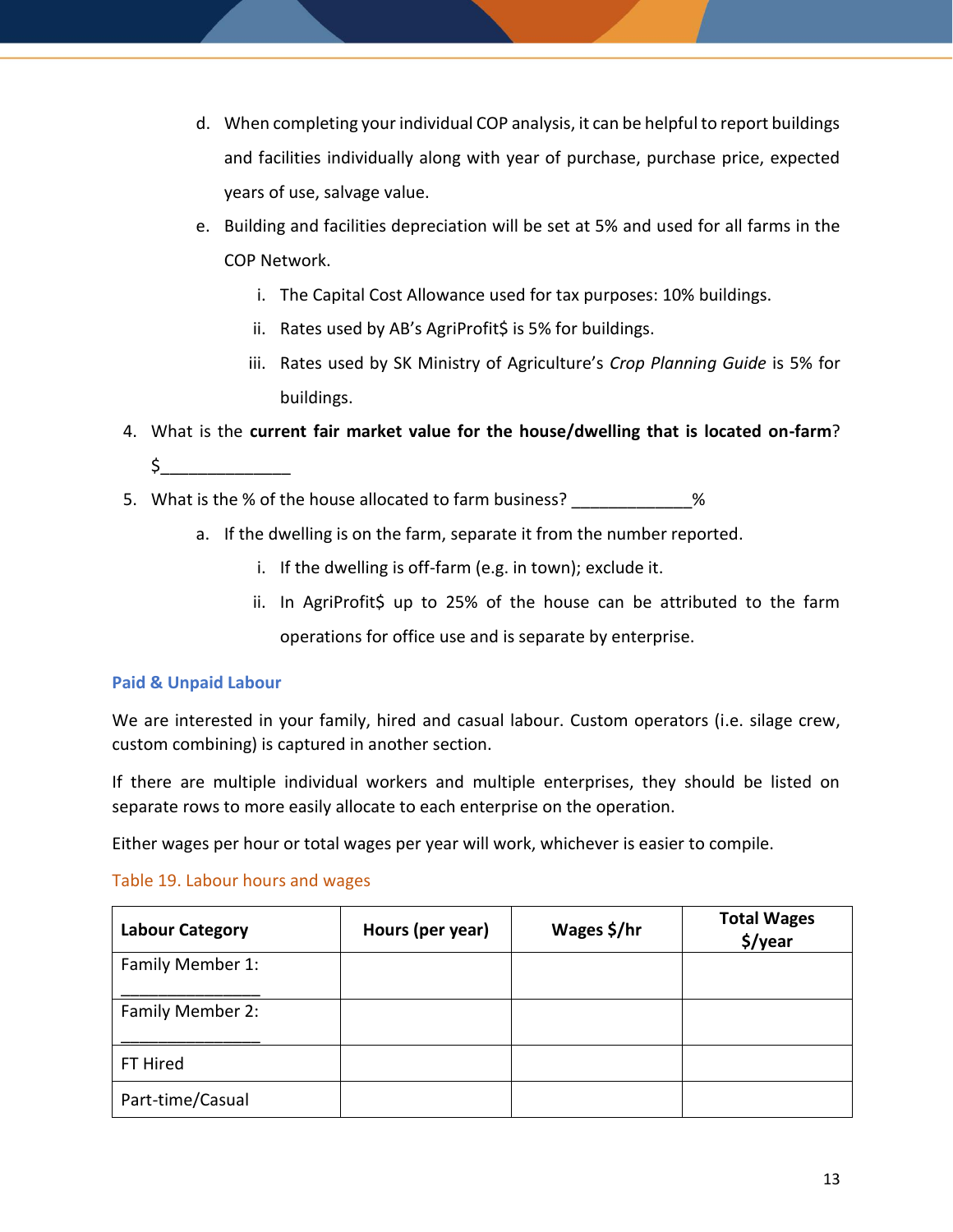d. When completing your individual COP analysis, it can be helpful to report buildings and facilities individually along with year of purchase, purchase price, expected years of use, salvage value.
   e. Building and facilities depreciation will be set at 5% and used for all farms in the COP Network.
      i. The Capital Cost Allowance used for tax purposes: 10% buildings.
      ii. Rates used by AB's AgriProfit$ is 5% for buildings.
      iii. Rates used by SK Ministry of Agriculture's *Crop Planning Guide* is 5% for buildings.

4. What is the **current fair market value for the house/dwelling that is located on-farm**? $______________
5. What is the % of the house allocated to farm business? _____________%
   a. If the dwelling is on the farm, separate it from the number reported.
      i. If the dwelling is off-farm (e.g. in town); exclude it.
      ii. In AgriProfit$ up to 25% of the house can be attributed to the farm operations for office use and is separate by enterprise.

### Paid & Unpaid Labour

We are interested in your family, hired and casual labour. Custom operators (i.e. silage crew, custom combining) is captured in another section.

If there are multiple individual workers and multiple enterprises, they should be listed on separate rows to more easily allocate to each enterprise on the operation.

Either wages per hour or total wages per year will work, whichever is easier to compile.

Table 19. Labour hours and wages

| Labour Category | Hours (per year) | Wages $/hr | Total Wages $/year |
|---|---|---|---|
| Family Member 1: _______________ | | | |
| Family Member 2: _______________ | | | |
| FT Hired | | | |
| Part-time/Casual | | | |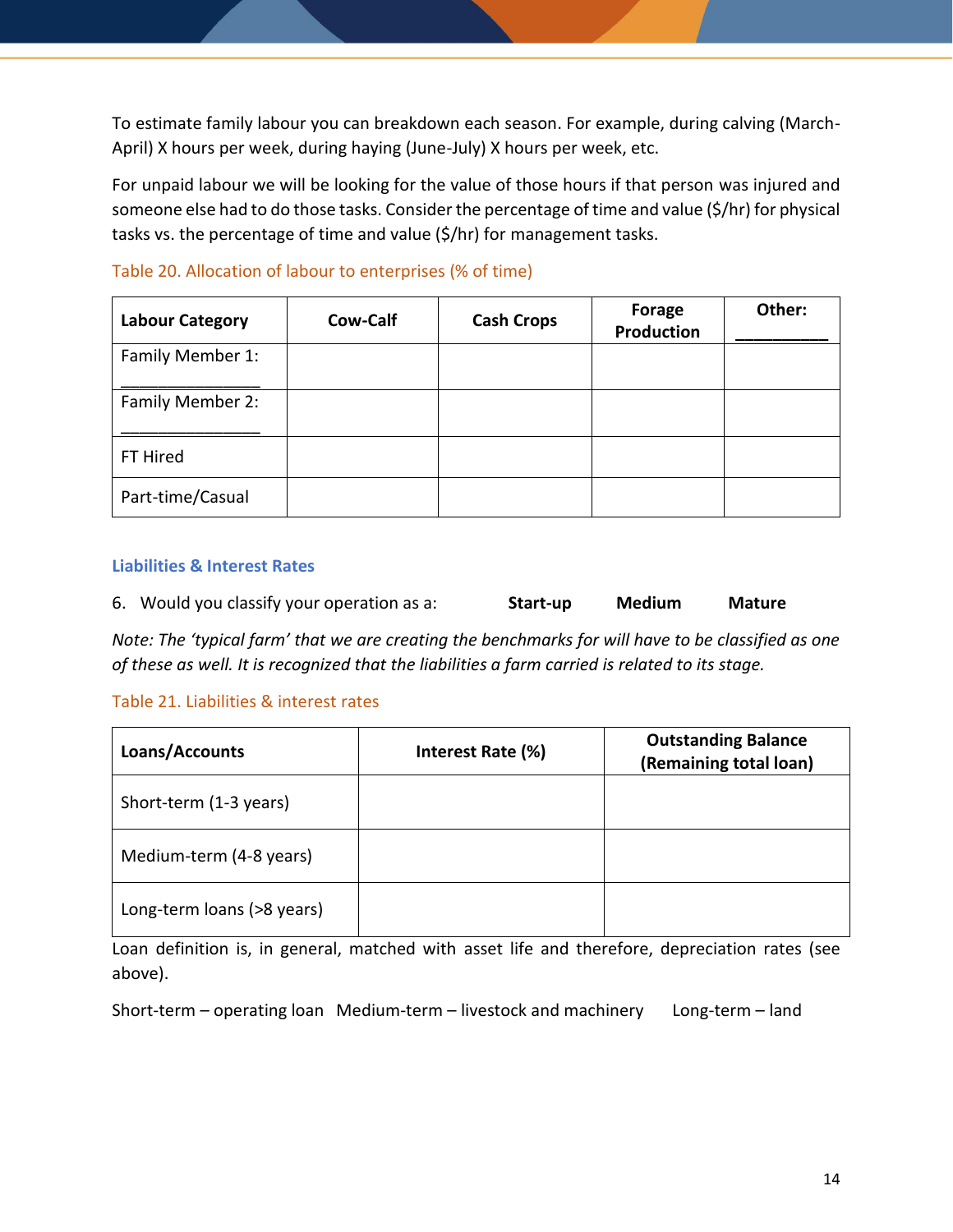To estimate family labour you can breakdown each season. For example, during calving (March-April) X hours per week, during haying (June-July) X hours per week, etc.

For unpaid labour we will be looking for the value of those hours if that person was injured and someone else had to do those tasks. Consider the percentage of time and value ($/hr) for physical tasks vs. the percentage of time and value ($/hr) for management tasks.

Table 20. Allocation of labour to enterprises (% of time)

| Labour Category | Cow-Calf | Cash Crops | Forage Production | Other: __________ |
|---|---|---|---|---|
| Family Member 1: _______________ | | | | |
| Family Member 2: _______________ | | | | |
| FT Hired | | | | |
| Part-time/Casual | | | | |

### Liabilities & Interest Rates

6. Would you classify your operation as a: **Start-up** **Medium** **Mature**

*Note: The 'typical farm' that we are creating the benchmarks for will have to be classified as one of these as well. It is recognized that the liabilities a farm carried is related to its stage.*

Table 21. Liabilities & interest rates

| Loans/Accounts | Interest Rate (%) | Outstanding Balance (Remaining total loan) |
|---|---|---|
| Short-term (1-3 years) | | |
| Medium-term (4-8 years) | | |
| Long-term loans (>8 years) | | |

Loan definition is, in general, matched with asset life and therefore, depreciation rates (see above).

Short-term – operating loan Medium-term – livestock and machinery Long-term – land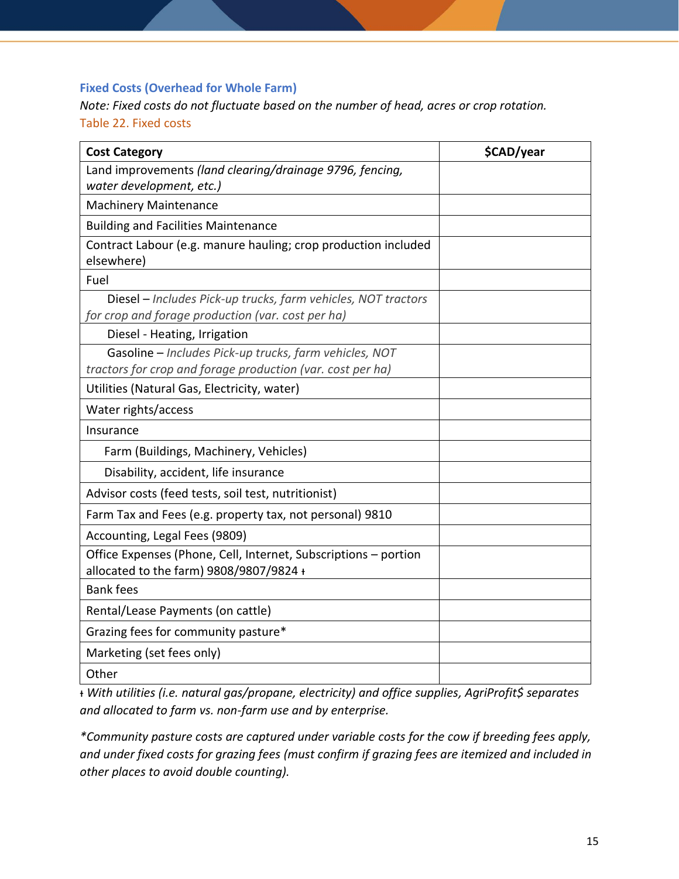### Fixed Costs (Overhead for Whole Farm)

*Note: Fixed costs do not fluctuate based on the number of head, acres or crop rotation.*

Table 22. Fixed costs

| Cost Category | $CAD/year |
|---|---|
| Land improvements *(land clearing/drainage 9796, fencing, water development, etc.)* | |
| Machinery Maintenance | |
| Building and Facilities Maintenance | |
| Contract Labour (e.g. manure hauling; crop production included elsewhere) | |
| Fuel | |
| Diesel – *Includes Pick-up trucks, farm vehicles, NOT tractors for crop and forage production (var. cost per ha)* | |
| Diesel - Heating, Irrigation | |
| Gasoline – *Includes Pick-up trucks, farm vehicles, NOT tractors for crop and forage production (var. cost per ha)* | |
| Utilities (Natural Gas, Electricity, water) | |
| Water rights/access | |
| Insurance | |
| Farm (Buildings, Machinery, Vehicles) | |
| Disability, accident, life insurance | |
| Advisor costs (feed tests, soil test, nutritionist) | |
| Farm Tax and Fees (e.g. property tax, not personal) 9810 | |
| Accounting, Legal Fees (9809) | |
| Office Expenses (Phone, Cell, Internet, Subscriptions – portion allocated to the farm) 9808/9807/9824 ɫ | |
| Bank fees | |
| Rental/Lease Payments (on cattle) | |
| Grazing fees for community pasture* | |
| Marketing (set fees only) | |
| Other | |

ɫ *With utilities (i.e. natural gas/propane, electricity) and office supplies, AgriProfit$ separates and allocated to farm vs. non-farm use and by enterprise.*

*\*Community pasture costs are captured under variable costs for the cow if breeding fees apply, and under fixed costs for grazing fees (must confirm if grazing fees are itemized and included in other places to avoid double counting).*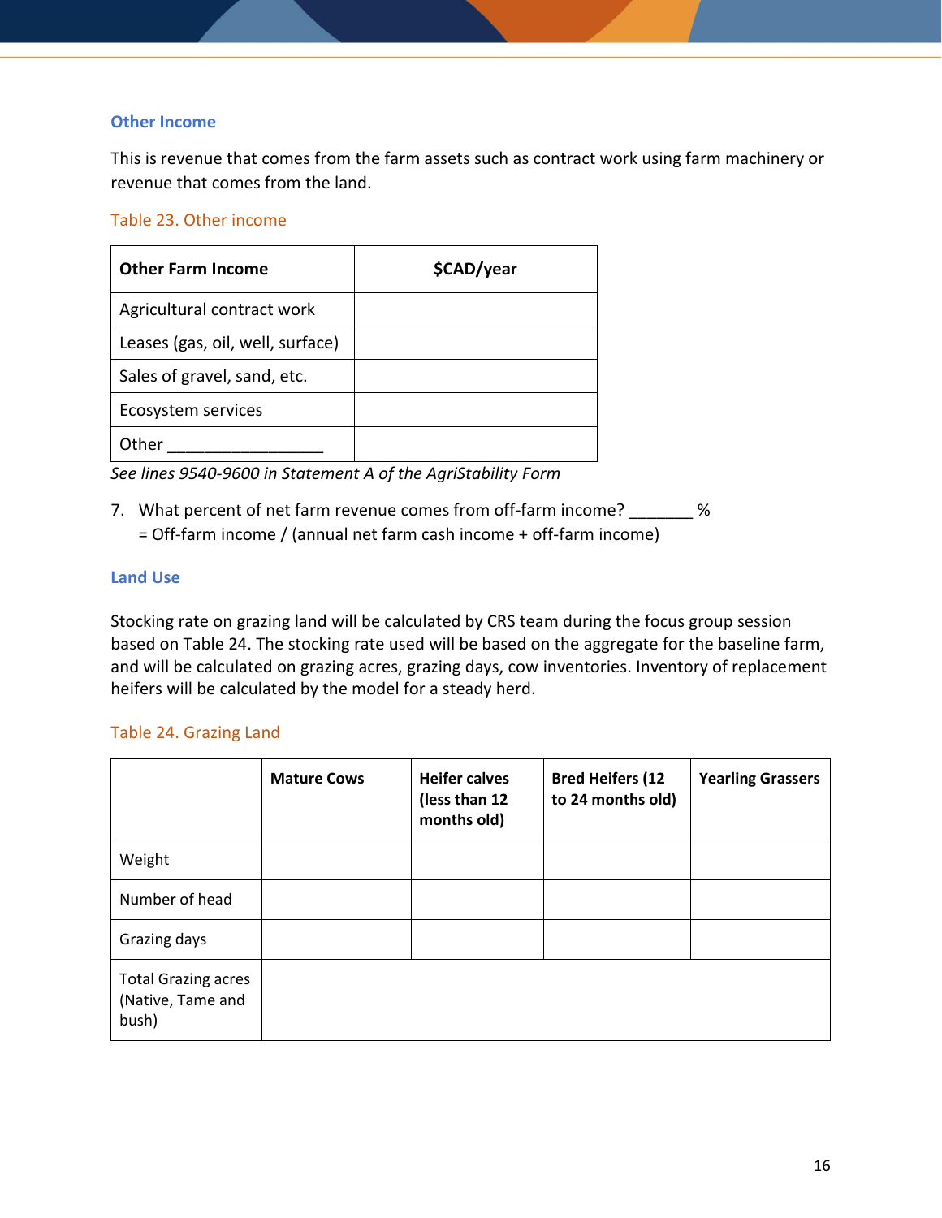### Other Income

This is revenue that comes from the farm assets such as contract work using farm machinery or revenue that comes from the land.

Table 23. Other income

| Other Farm Income | $CAD/year |
| --- | --- |
| Agricultural contract work | |
| Leases (gas, oil, well, surface) | |
| Sales of gravel, sand, etc. | |
| Ecosystem services | |
| Other _________________ | |

*See lines 9540-9600 in Statement A of the AgriStability Form*

7. What percent of net farm revenue comes from off-farm income? _______ %
   = Off-farm income / (annual net farm cash income + off-farm income)

### Land Use

Stocking rate on grazing land will be calculated by CRS team during the focus group session based on Table 24. The stocking rate used will be based on the aggregate for the baseline farm, and will be calculated on grazing acres, grazing days, cow inventories. Inventory of replacement heifers will be calculated by the model for a steady herd.

Table 24. Grazing Land

| | Mature Cows | Heifer calves (less than 12 months old) | Bred Heifers (12 to 24 months old) | Yearling Grassers |
| --- | --- | --- | --- | --- |
| Weight | | | | |
| Number of head | | | | |
| Grazing days | | | | |
| Total Grazing acres (Native, Tame and bush) | | | | |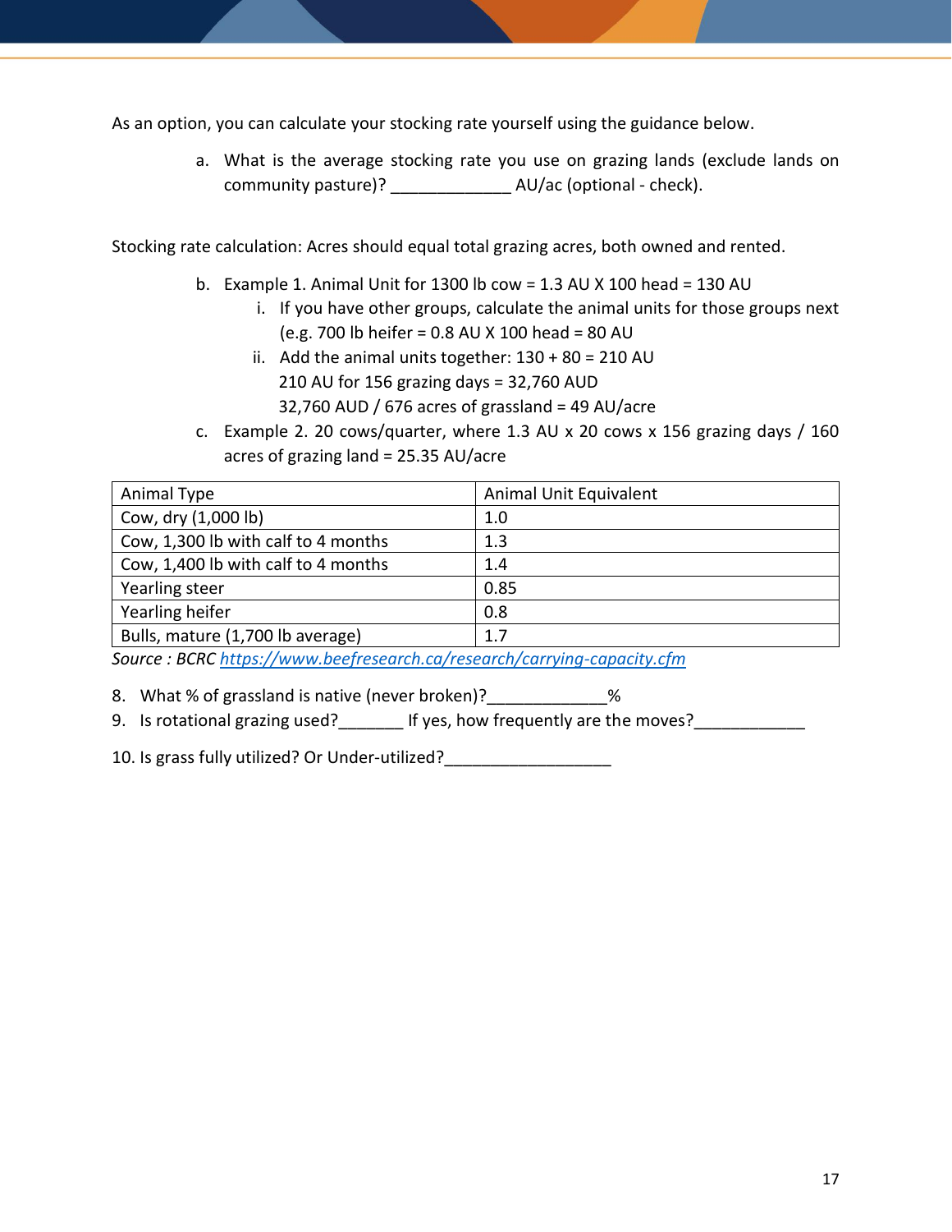As an option, you can calculate your stocking rate yourself using the guidance below.

a. What is the average stocking rate you use on grazing lands (exclude lands on community pasture)? _____________ AU/ac (optional - check).

Stocking rate calculation: Acres should equal total grazing acres, both owned and rented.

b. Example 1. Animal Unit for 1300 lb cow = 1.3 AU X 100 head = 130 AU
   i. If you have other groups, calculate the animal units for those groups next (e.g. 700 lb heifer = 0.8 AU X 100 head = 80 AU
   ii. Add the animal units together: 130 + 80 = 210 AU
   210 AU for 156 grazing days = 32,760 AUD
   32,760 AUD / 676 acres of grassland = 49 AU/acre
c. Example 2. 20 cows/quarter, where 1.3 AU x 20 cows x 156 grazing days / 160 acres of grazing land = 25.35 AU/acre

| Animal Type | Animal Unit Equivalent |
| --- | --- |
| Cow, dry (1,000 lb) | 1.0 |
| Cow, 1,300 lb with calf to 4 months | 1.3 |
| Cow, 1,400 lb with calf to 4 months | 1.4 |
| Yearling steer | 0.85 |
| Yearling heifer | 0.8 |
| Bulls, mature (1,700 lb average) | 1.7 |

*Source : BCRC* *[https://www.beefresearch.ca/research/carrying-capacity.cfm](https://www.beefresearch.ca/research/carrying-capacity.cfm)*

8. What % of grassland is native (never broken)?_____________%
9. Is rotational grazing used?_______ If yes, how frequently are the moves?____________

10. Is grass fully utilized? Or Under-utilized?__________________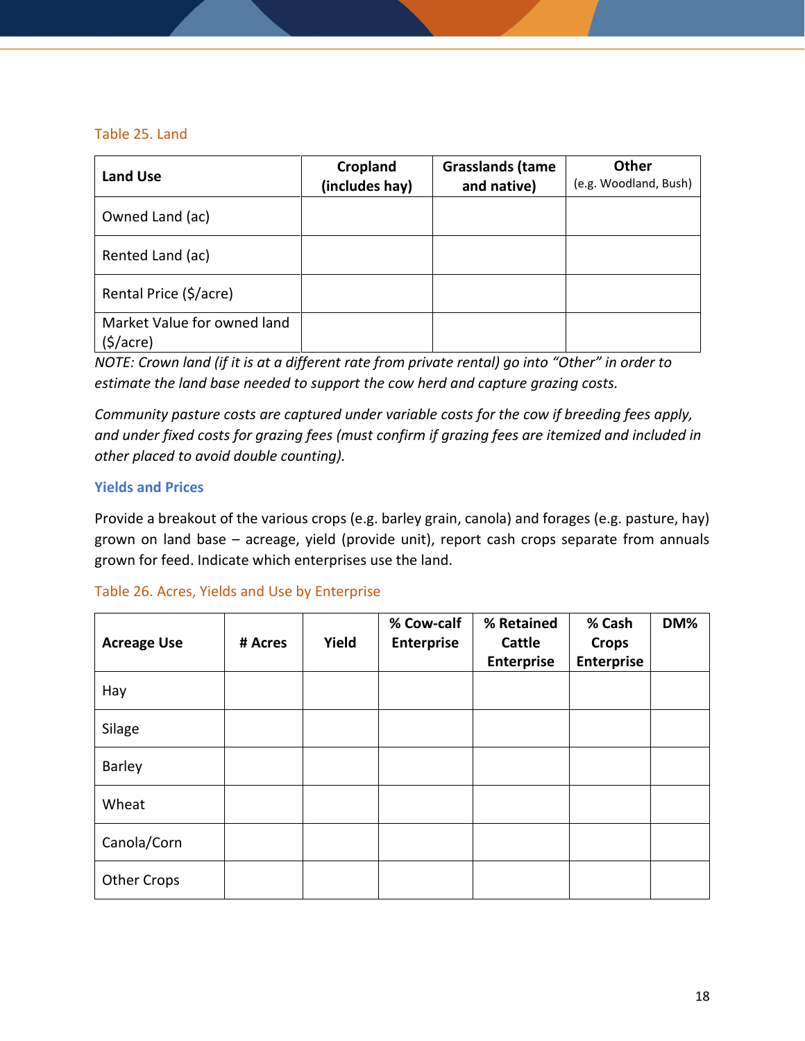Table 25. Land

| Land Use | Cropland (includes hay) | Grasslands (tame and native) | Other (e.g. Woodland, Bush) |
|---|---|---|---|
| Owned Land (ac) | | | |
| Rented Land (ac) | | | |
| Rental Price ($/acre) | | | |
| Market Value for owned land ($/acre) | | | |

*NOTE: Crown land (if it is at a different rate from private rental) go into "Other" in order to estimate the land base needed to support the cow herd and capture grazing costs.*

*Community pasture costs are captured under variable costs for the cow if breeding fees apply, and under fixed costs for grazing fees (must confirm if grazing fees are itemized and included in other placed to avoid double counting).*

## Yields and Prices

Provide a breakout of the various crops (e.g. barley grain, canola) and forages (e.g. pasture, hay) grown on land base – acreage, yield (provide unit), report cash crops separate from annuals grown for feed. Indicate which enterprises use the land.

Table 26. Acres, Yields and Use by Enterprise

| Acreage Use | # Acres | Yield | % Cow-calf Enterprise | % Retained Cattle Enterprise | % Cash Crops Enterprise | DM% |
|---|---|---|---|---|---|---|
| Hay | | | | | | |
| Silage | | | | | | |
| Barley | | | | | | |
| Wheat | | | | | | |
| Canola/Corn | | | | | | |
| Other Crops | | | | | | |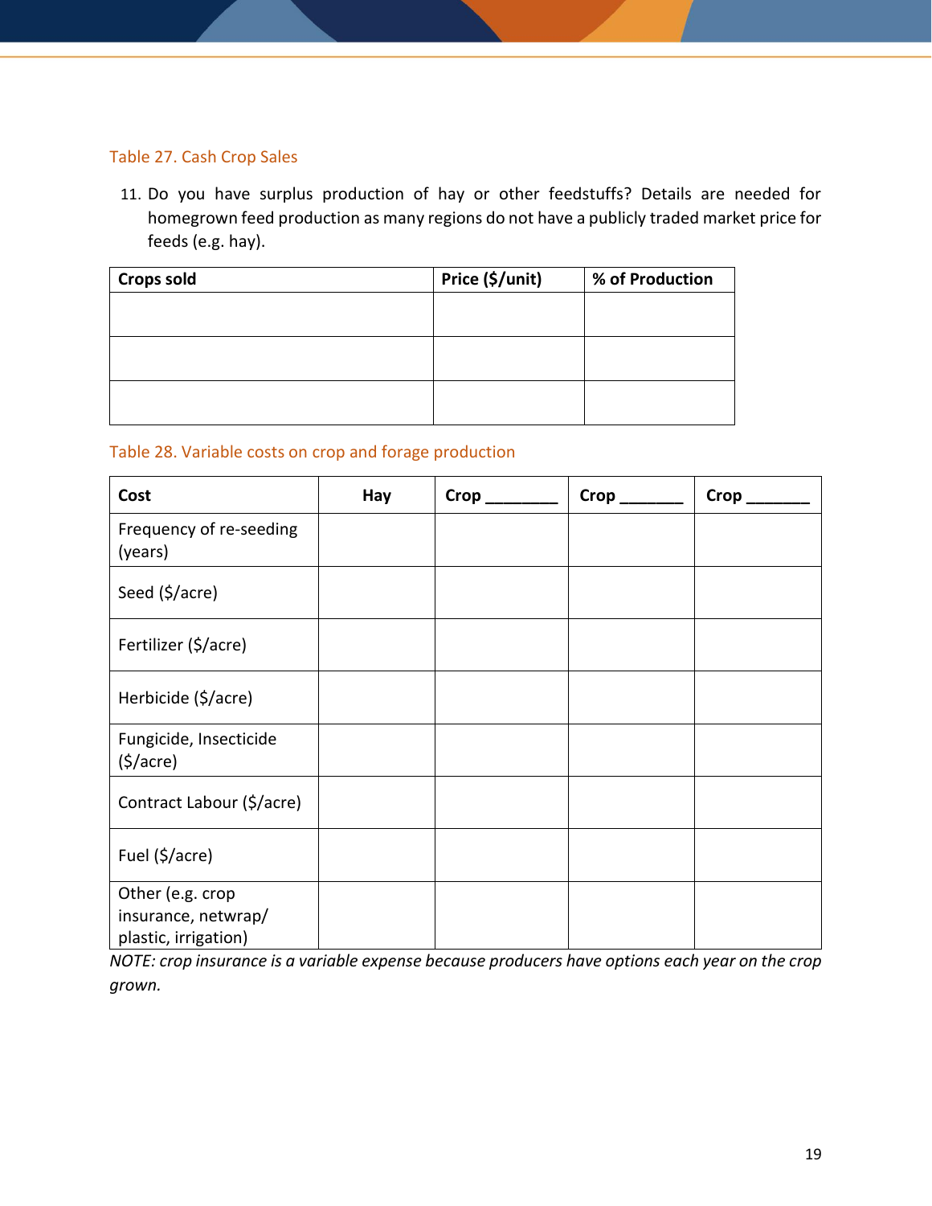Table 27. Cash Crop Sales

11. Do you have surplus production of hay or other feedstuffs? Details are needed for homegrown feed production as many regions do not have a publicly traded market price for feeds (e.g. hay).

| Crops sold | Price ($/unit) | % of Production |
|---|---|---|
| | | |
| | | |
| | | |

Table 28. Variable costs on crop and forage production

| Cost | Hay | Crop ________ | Crop _______ | Crop _______ |
|---|---|---|---|---|
| Frequency of re-seeding (years) | | | | |
| Seed ($/acre) | | | | |
| Fertilizer ($/acre) | | | | |
| Herbicide ($/acre) | | | | |
| Fungicide, Insecticide ($/acre) | | | | |
| Contract Labour ($/acre) | | | | |
| Fuel ($/acre) | | | | |
| Other (e.g. crop insurance, netwrap/ plastic, irrigation) | | | | |

*NOTE: crop insurance is a variable expense because producers have options each year on the crop grown.*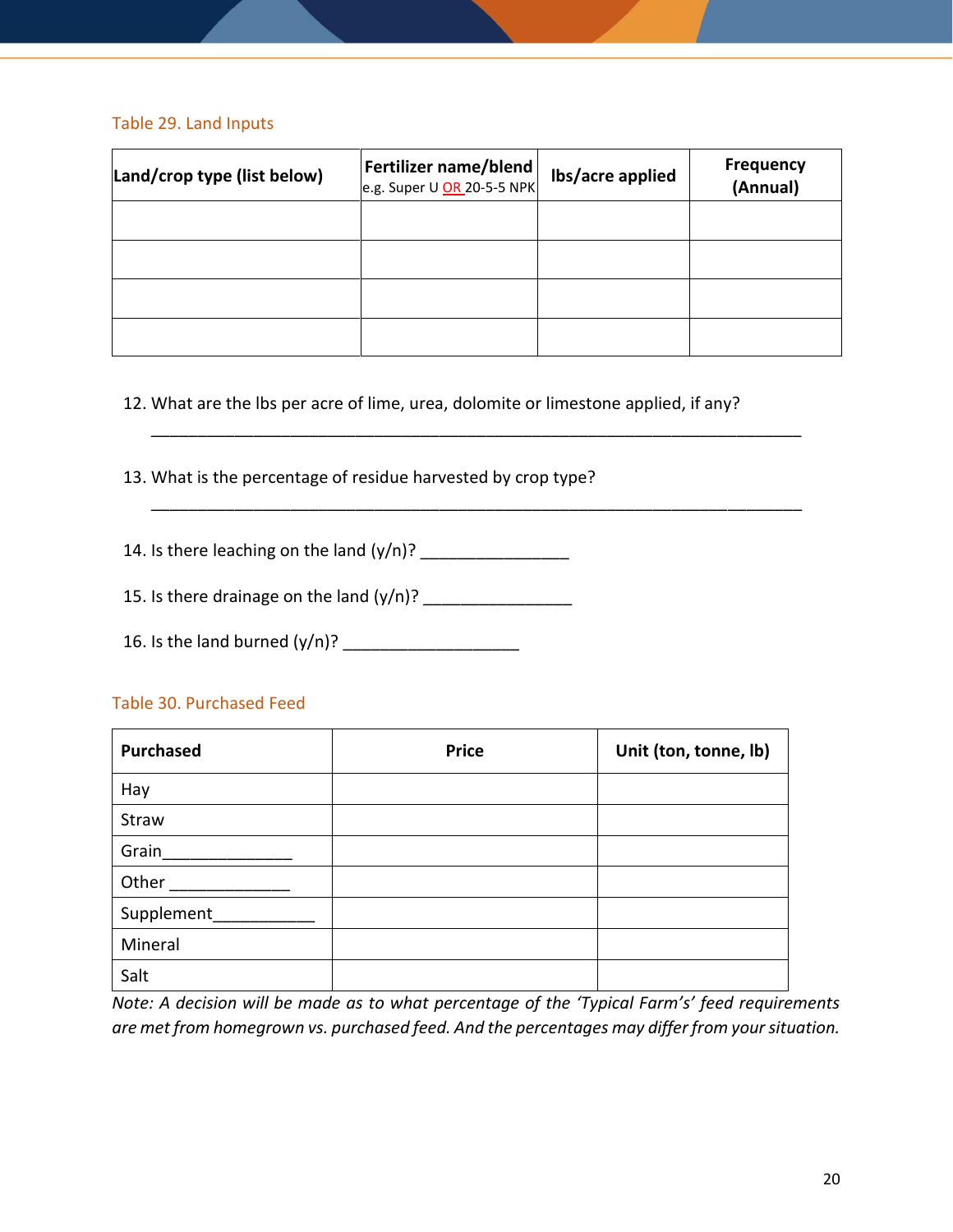Table 29. Land Inputs

| Land/crop type (list below) | **Fertilizer name/blend** e.g. Super U OR 20-5-5 NPK | lbs/acre applied | Frequency (Annual) |
|---|---|---|---|
| | | | |
| | | | |
| | | | |
| | | | |

12. What are the lbs per acre of lime, urea, dolomite or limestone applied, if any?

    ______________________________________________________________________

13. What is the percentage of residue harvested by crop type?

    ______________________________________________________________________

14. Is there leaching on the land (y/n)? ________________

15. Is there drainage on the land (y/n)? ________________

16. Is the land burned (y/n)? ___________________

Table 30. Purchased Feed

| Purchased | Price | Unit (ton, tonne, lb) |
|---|---|---|
| Hay | | |
| Straw | | |
| Grain______________ | | |
| Other _____________ | | |
| Supplement___________ | | |
| Mineral | | |
| Salt | | |

*Note: A decision will be made as to what percentage of the 'Typical Farm's' feed requirements are met from homegrown vs. purchased feed. And the percentages may differ from your situation.*